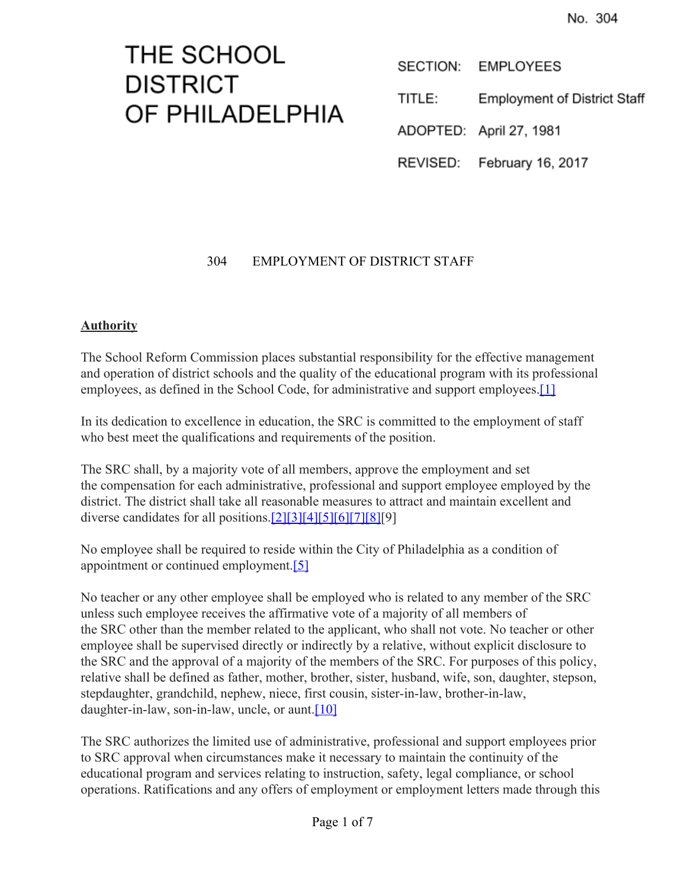No. 304

# THE SCHOOL DISTRICT OF PHILADELPHIA

SECTION: EMPLOYEES

TITLE: Employment of District Staff

ADOPTED: April 27, 1981

REVISED: February 16, 2017

## 304 EMPLOYMENT OF DISTRICT STAFF

**Authority**

The School Reform Commission places substantial responsibility for the effective management and operation of district schools and the quality of the educational program with its professional employees, as defined in the School Code, for administrative and support employees.[1]

In its dedication to excellence in education, the SRC is committed to the employment of staff who best meet the qualifications and requirements of the position.

The SRC shall, by a majority vote of all members, approve the employment and set the compensation for each administrative, professional and support employee employed by the district. The district shall take all reasonable measures to attract and maintain excellent and diverse candidates for all positions.[2][3][4][5][6][7][8][9]

No employee shall be required to reside within the City of Philadelphia as a condition of appointment or continued employment.[5]

No teacher or any other employee shall be employed who is related to any member of the SRC unless such employee receives the affirmative vote of a majority of all members of the SRC other than the member related to the applicant, who shall not vote. No teacher or other employee shall be supervised directly or indirectly by a relative, without explicit disclosure to the SRC and the approval of a majority of the members of the SRC. For purposes of this policy, relative shall be defined as father, mother, brother, sister, husband, wife, son, daughter, stepson, stepdaughter, grandchild, nephew, niece, first cousin, sister-in-law, brother-in-law, daughter-in-law, son-in-law, uncle, or aunt.[10]

The SRC authorizes the limited use of administrative, professional and support employees prior to SRC approval when circumstances make it necessary to maintain the continuity of the educational program and services relating to instruction, safety, legal compliance, or school operations. Ratifications and any offers of employment or employment letters made through this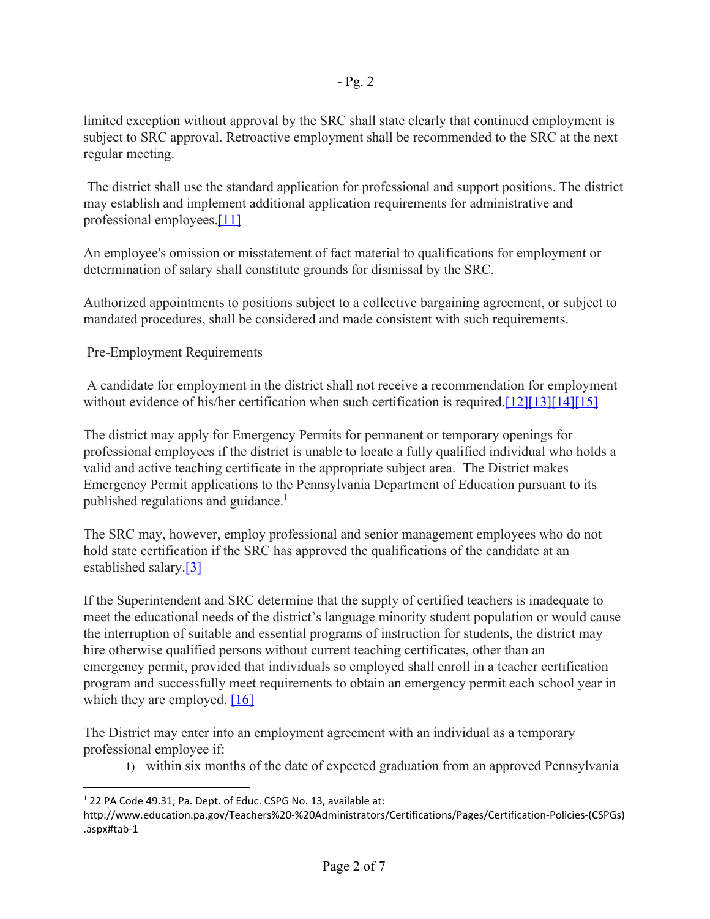limited exception without approval by the SRC shall state clearly that continued employment is subject to SRC approval. Retroactive employment shall be recommended to the SRC at the next regular meeting.

The district shall use the standard application for professional and support positions. The district may establish and implement additional application requirements for administrative and professional employees.[11]

An employee's omission or misstatement of fact material to qualifications for employment or determination of salary shall constitute grounds for dismissal by the SRC.

Authorized appointments to positions subject to a collective bargaining agreement, or subject to mandated procedures, shall be considered and made consistent with such requirements.

Pre-Employment Requirements

A candidate for employment in the district shall not receive a recommendation for employment without evidence of his/her certification when such certification is required.[12][13][14][15]

The district may apply for Emergency Permits for permanent or temporary openings for professional employees if the district is unable to locate a fully qualified individual who holds a valid and active teaching certificate in the appropriate subject area. The District makes Emergency Permit applications to the Pennsylvania Department of Education pursuant to its published regulations and guidance.[1]

The SRC may, however, employ professional and senior management employees who do not hold state certification if the SRC has approved the qualifications of the candidate at an established salary.[3]

If the Superintendent and SRC determine that the supply of certified teachers is inadequate to meet the educational needs of the district's language minority student population or would cause the interruption of suitable and essential programs of instruction for students, the district may hire otherwise qualified persons without current teaching certificates, other than an emergency permit, provided that individuals so employed shall enroll in a teacher certification program and successfully meet requirements to obtain an emergency permit each school year in which they are employed. [16]

The District may enter into an employment agreement with an individual as a temporary professional employee if:

1) within six months of the date of expected graduation from an approved Pennsylvania

[1] 22 PA Code 49.31; Pa. Dept. of Educ. CSPG No. 13, available at: http://www.education.pa.gov/Teachers%20-%20Administrators/Certifications/Pages/Certification-Policies-(CSPGs).aspx#tab-1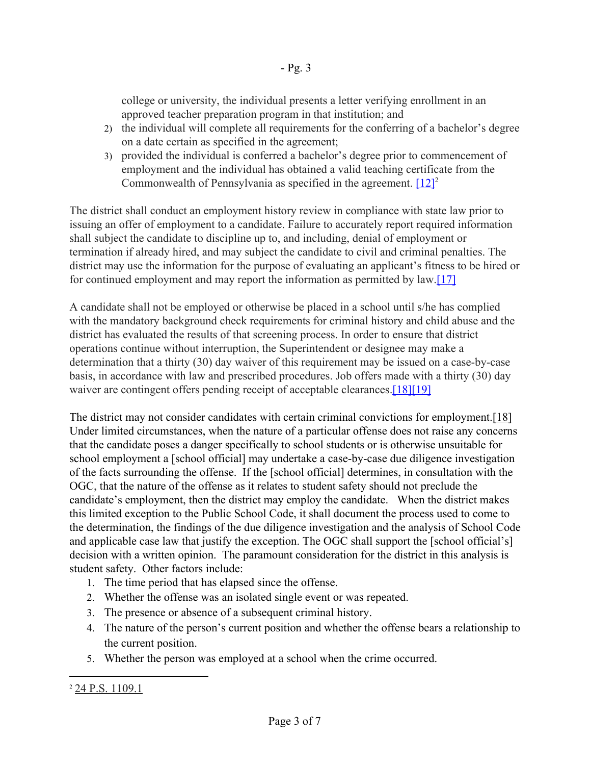college or university, the individual presents a letter verifying enrollment in an approved teacher preparation program in that institution; and

2) the individual will complete all requirements for the conferring of a bachelor's degree on a date certain as specified in the agreement;
3) provided the individual is conferred a bachelor's degree prior to commencement of employment and the individual has obtained a valid teaching certificate from the Commonwealth of Pennsylvania as specified in the agreement. [12][2]

The district shall conduct an employment history review in compliance with state law prior to issuing an offer of employment to a candidate. Failure to accurately report required information shall subject the candidate to discipline up to, and including, denial of employment or termination if already hired, and may subject the candidate to civil and criminal penalties. The district may use the information for the purpose of evaluating an applicant's fitness to be hired or for continued employment and may report the information as permitted by law.[17]

A candidate shall not be employed or otherwise be placed in a school until s/he has complied with the mandatory background check requirements for criminal history and child abuse and the district has evaluated the results of that screening process. In order to ensure that district operations continue without interruption, the Superintendent or designee may make a determination that a thirty (30) day waiver of this requirement may be issued on a case-by-case basis, in accordance with law and prescribed procedures. Job offers made with a thirty (30) day waiver are contingent offers pending receipt of acceptable clearances.[18][19]

The district may not consider candidates with certain criminal convictions for employment.[18] Under limited circumstances, when the nature of a particular offense does not raise any concerns that the candidate poses a danger specifically to school students or is otherwise unsuitable for school employment a [school official] may undertake a case-by-case due diligence investigation of the facts surrounding the offense. If the [school official] determines, in consultation with the OGC, that the nature of the offense as it relates to student safety should not preclude the candidate's employment, then the district may employ the candidate. When the district makes this limited exception to the Public School Code, it shall document the process used to come to the determination, the findings of the due diligence investigation and the analysis of School Code and applicable case law that justify the exception. The OGC shall support the [school official's] decision with a written opinion. The paramount consideration for the district in this analysis is student safety. Other factors include:

1. The time period that has elapsed since the offense.
2. Whether the offense was an isolated single event or was repeated.
3. The presence or absence of a subsequent criminal history.
4. The nature of the person's current position and whether the offense bears a relationship to the current position.
5. Whether the person was employed at a school when the crime occurred.

---

[2] 24 P.S. 1109.1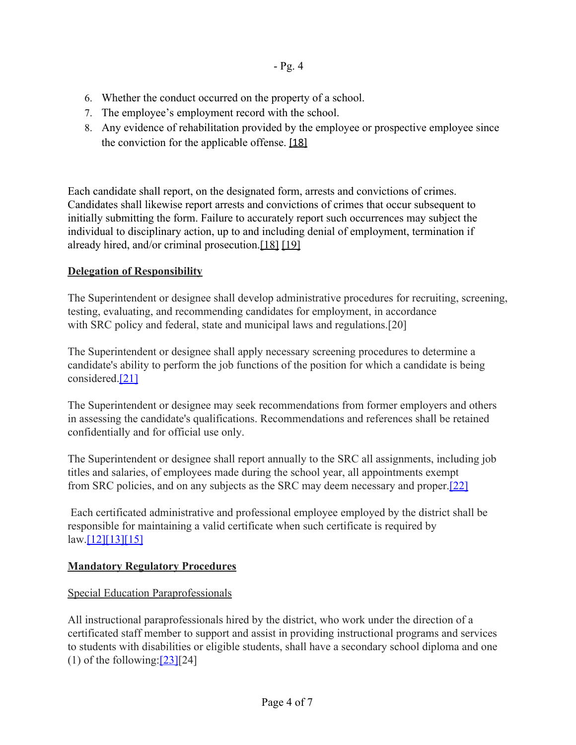6. Whether the conduct occurred on the property of a school.
7. The employee's employment record with the school.
8. Any evidence of rehabilitation provided by the employee or prospective employee since the conviction for the applicable offense. [18]

Each candidate shall report, on the designated form, arrests and convictions of crimes. Candidates shall likewise report arrests and convictions of crimes that occur subsequent to initially submitting the form. Failure to accurately report such occurrences may subject the individual to disciplinary action, up to and including denial of employment, termination if already hired, and/or criminal prosecution.[18] [19]

**Delegation of Responsibility**

The Superintendent or designee shall develop administrative procedures for recruiting, screening, testing, evaluating, and recommending candidates for employment, in accordance with SRC policy and federal, state and municipal laws and regulations.[20]

The Superintendent or designee shall apply necessary screening procedures to determine a candidate's ability to perform the job functions of the position for which a candidate is being considered.[21]

The Superintendent or designee may seek recommendations from former employers and others in assessing the candidate's qualifications. Recommendations and references shall be retained confidentially and for official use only.

The Superintendent or designee shall report annually to the SRC all assignments, including job titles and salaries, of employees made during the school year, all appointments exempt from SRC policies, and on any subjects as the SRC may deem necessary and proper.[22]

Each certificated administrative and professional employee employed by the district shall be responsible for maintaining a valid certificate when such certificate is required by law.[12][13][15]

**Mandatory Regulatory Procedures**

Special Education Paraprofessionals

All instructional paraprofessionals hired by the district, who work under the direction of a certificated staff member to support and assist in providing instructional programs and services to students with disabilities or eligible students, shall have a secondary school diploma and one (1) of the following:[23][24]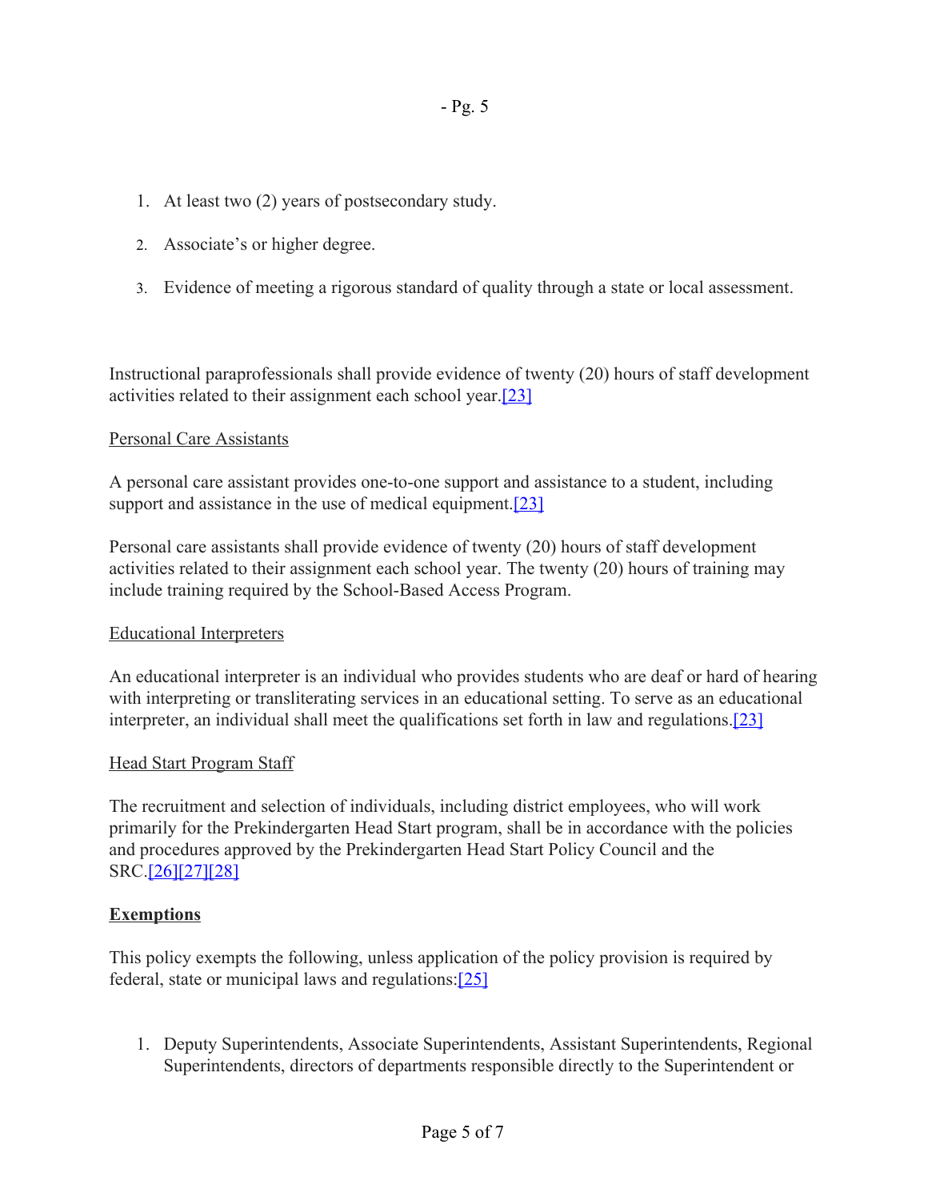1. At least two (2) years of postsecondary study.
2. Associate's or higher degree.
3. Evidence of meeting a rigorous standard of quality through a state or local assessment.

Instructional paraprofessionals shall provide evidence of twenty (20) hours of staff development activities related to their assignment each school year.[23]

Personal Care Assistants

A personal care assistant provides one-to-one support and assistance to a student, including support and assistance in the use of medical equipment.[23]

Personal care assistants shall provide evidence of twenty (20) hours of staff development activities related to their assignment each school year. The twenty (20) hours of training may include training required by the School-Based Access Program.

Educational Interpreters

An educational interpreter is an individual who provides students who are deaf or hard of hearing with interpreting or transliterating services in an educational setting. To serve as an educational interpreter, an individual shall meet the qualifications set forth in law and regulations.[23]

Head Start Program Staff

The recruitment and selection of individuals, including district employees, who will work primarily for the Prekindergarten Head Start program, shall be in accordance with the policies and procedures approved by the Prekindergarten Head Start Policy Council and the SRC.[26][27][28]

## Exemptions

This policy exempts the following, unless application of the policy provision is required by federal, state or municipal laws and regulations:[25]

1. Deputy Superintendents, Associate Superintendents, Assistant Superintendents, Regional Superintendents, directors of departments responsible directly to the Superintendent or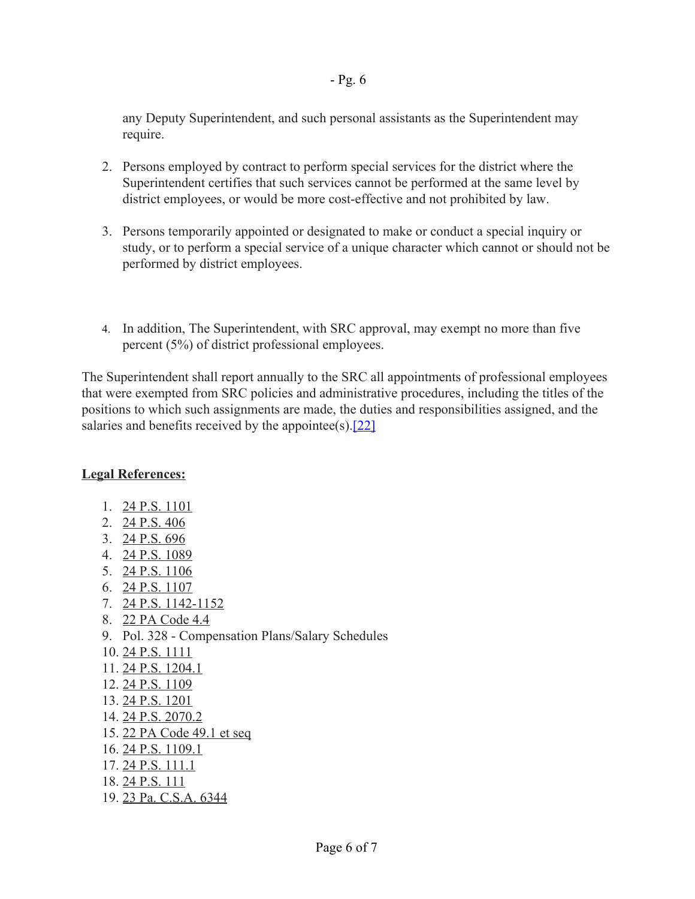any Deputy Superintendent, and such personal assistants as the Superintendent may require.

2. Persons employed by contract to perform special services for the district where the Superintendent certifies that such services cannot be performed at the same level by district employees, or would be more cost-effective and not prohibited by law.

3. Persons temporarily appointed or designated to make or conduct a special inquiry or study, or to perform a special service of a unique character which cannot or should not be performed by district employees.

4. In addition, The Superintendent, with SRC approval, may exempt no more than five percent (5%) of district professional employees.

The Superintendent shall report annually to the SRC all appointments of professional employees that were exempted from SRC policies and administrative procedures, including the titles of the positions to which such assignments are made, the duties and responsibilities assigned, and the salaries and benefits received by the appointee(s).[22]

**Legal References:**

1. 24 P.S. 1101
2. 24 P.S. 406
3. 24 P.S. 696
4. 24 P.S. 1089
5. 24 P.S. 1106
6. 24 P.S. 1107
7. 24 P.S. 1142-1152
8. 22 PA Code 4.4
9. Pol. 328 - Compensation Plans/Salary Schedules
10. 24 P.S. 1111
11. 24 P.S. 1204.1
12. 24 P.S. 1109
13. 24 P.S. 1201
14. 24 P.S. 2070.2
15. 22 PA Code 49.1 et seq
16. 24 P.S. 1109.1
17. 24 P.S. 111.1
18. 24 P.S. 111
19. 23 Pa. C.S.A. 6344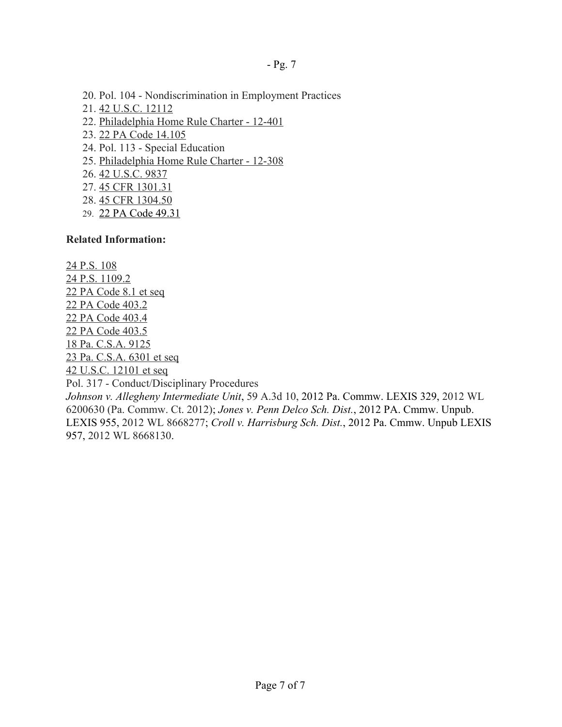20. Pol. 104 - Nondiscrimination in Employment Practices
21. 42 U.S.C. 12112
22. Philadelphia Home Rule Charter - 12-401
23. 22 PA Code 14.105
24. Pol. 113 - Special Education
25. Philadelphia Home Rule Charter - 12-308
26. 42 U.S.C. 9837
27. 45 CFR 1301.31
28. 45 CFR 1304.50
29. 22 PA Code 49.31

**Related Information:**

24 P.S. 108
24 P.S. 1109.2
22 PA Code 8.1 et seq
22 PA Code 403.2
22 PA Code 403.4
22 PA Code 403.5
18 Pa. C.S.A. 9125
23 Pa. C.S.A. 6301 et seq
42 U.S.C. 12101 et seq
Pol. 317 - Conduct/Disciplinary Procedures
*Johnson v. Allegheny Intermediate Unit*, 59 A.3d 10, 2012 Pa. Commw. LEXIS 329, 2012 WL 6200630 (Pa. Commw. Ct. 2012); *Jones v. Penn Delco Sch. Dist.*, 2012 PA. Cmmw. Unpub. LEXIS 955, 2012 WL 8668277; *Croll v. Harrisburg Sch. Dist.*, 2012 Pa. Cmmw. Unpub LEXIS 957, 2012 WL 8668130.